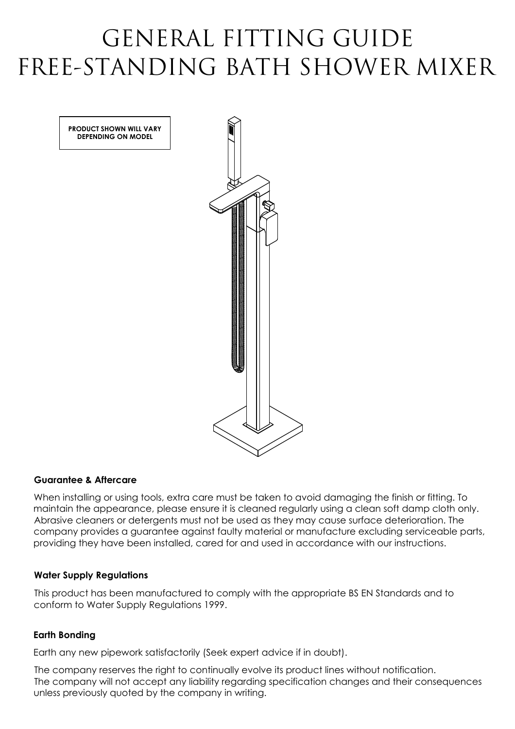# GENERAL FITTING GUIDE
# FREE-STANDING BATH SHOWER MIXER

**PRODUCT SHOWN WILL VARY DEPENDING ON MODEL**

**Guarantee & Aftercare**

When installing or using tools, extra care must be taken to avoid damaging the finish or fitting. To maintain the appearance, please ensure it is cleaned regularly using a clean soft damp cloth only. Abrasive cleaners or detergents must not be used as they may cause surface deterioration. The company provides a guarantee against faulty material or manufacture excluding serviceable parts, providing they have been installed, cared for and used in accordance with our instructions.

**Water Supply Regulations**

This product has been manufactured to comply with the appropriate BS EN Standards and to conform to Water Supply Regulations 1999.

**Earth Bonding**

Earth any new pipework satisfactorily (Seek expert advice if in doubt).

The company reserves the right to continually evolve its product lines without notification.
The company will not accept any liability regarding specification changes and their consequences unless previously quoted by the company in writing.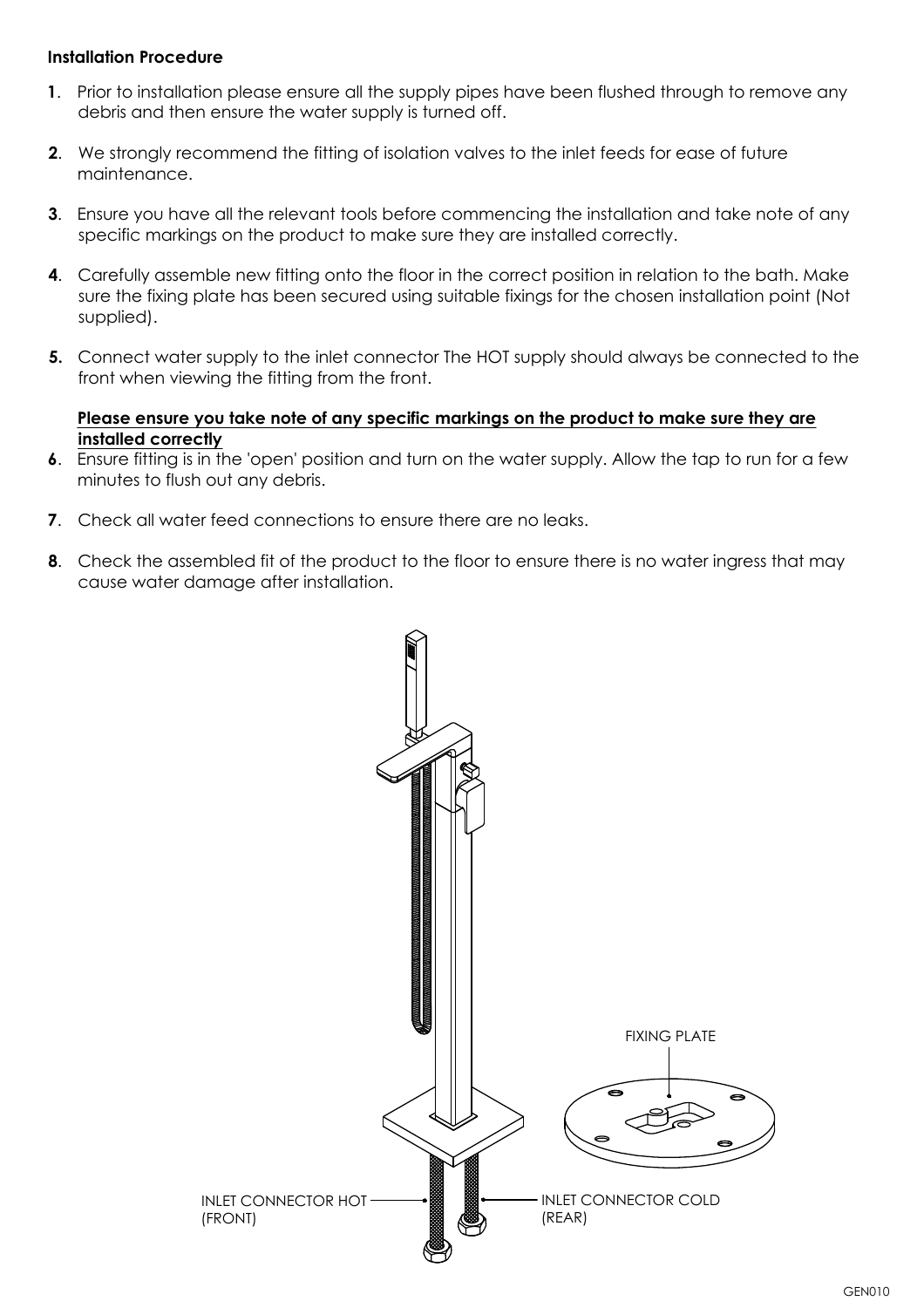**Installation Procedure**

1. Prior to installation please ensure all the supply pipes have been flushed through to remove any debris and then ensure the water supply is turned off.

2. We strongly recommend the fitting of isolation valves to the inlet feeds for ease of future maintenance.

3. Ensure you have all the relevant tools before commencing the installation and take note of any specific markings on the product to make sure they are installed correctly.

4. Carefully assemble new fitting onto the floor in the correct position in relation to the bath. Make sure the fixing plate has been secured using suitable fixings for the chosen installation point (Not supplied).

5. Connect water supply to the inlet connector The HOT supply should always be connected to the front when viewing the fitting from the front.

   **Please ensure you take note of any specific markings on the product to make sure they are installed correctly**

6. Ensure fitting is in the 'open' position and turn on the water supply. Allow the tap to run for a few minutes to flush out any debris.

7. Check all water feed connections to ensure there are no leaks.

8. Check the assembled fit of the product to the floor to ensure there is no water ingress that may cause water damage after installation.

FIXING PLATE

INLET CONNECTOR HOT (FRONT)

INLET CONNECTOR COLD (REAR)

GEN010